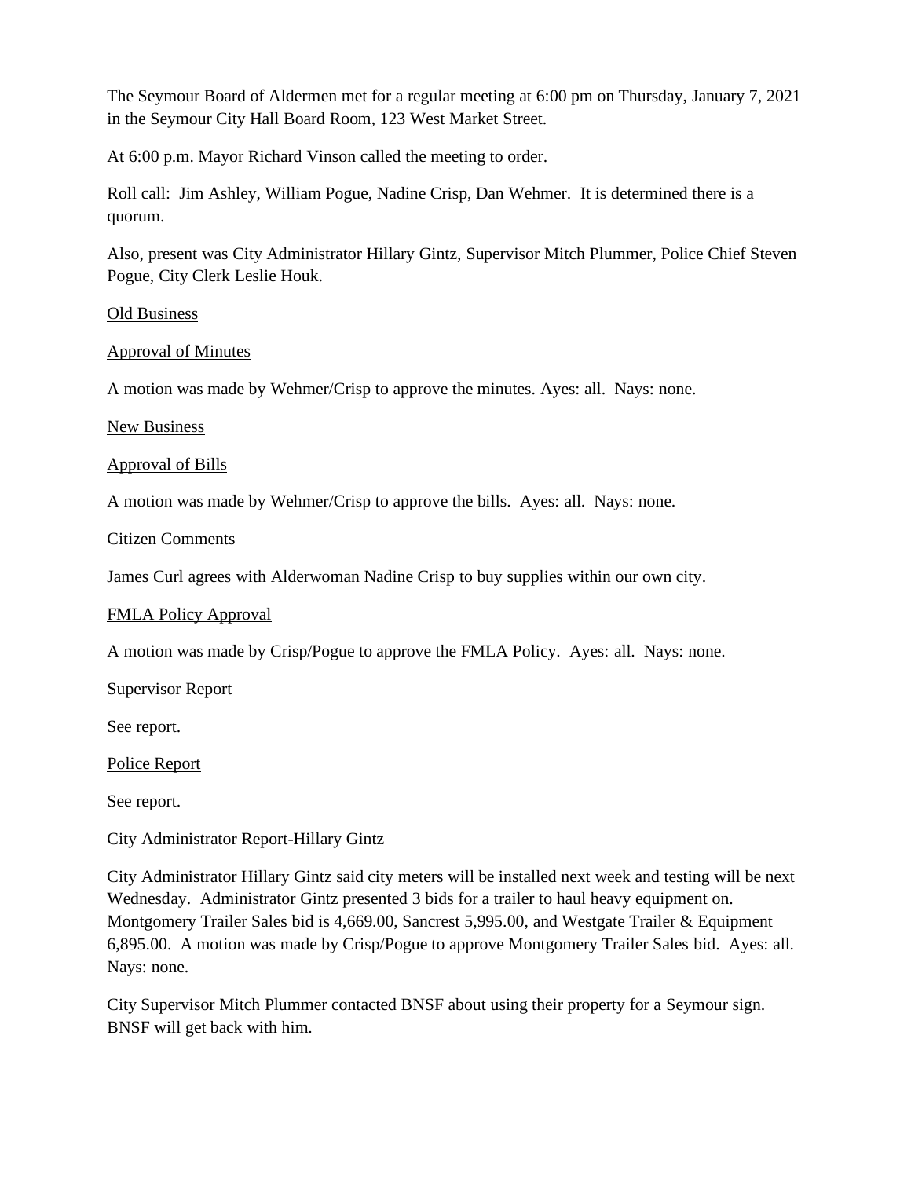The Seymour Board of Aldermen met for a regular meeting at 6:00 pm on Thursday, January 7, 2021 in the Seymour City Hall Board Room, 123 West Market Street.

At 6:00 p.m. Mayor Richard Vinson called the meeting to order.

Roll call: Jim Ashley, William Pogue, Nadine Crisp, Dan Wehmer. It is determined there is a quorum.

Also, present was City Administrator Hillary Gintz, Supervisor Mitch Plummer, Police Chief Steven Pogue, City Clerk Leslie Houk.

<u>Old Business</u>

<u>Approval of Minutes</u>

A motion was made by Wehmer/Crisp to approve the minutes. Ayes: all. Nays: none.

<u>New Business</u>

<u>Approval of Bills</u>

A motion was made by Wehmer/Crisp to approve the bills. Ayes: all. Nays: none.

<u>Citizen Comments</u>

James Curl agrees with Alderwoman Nadine Crisp to buy supplies within our own city.

<u>FMLA Policy Approval</u>

A motion was made by Crisp/Pogue to approve the FMLA Policy. Ayes: all. Nays: none.

<u>Supervisor Report</u>

See report.

<u>Police Report</u>

See report.

<u>City Administrator Report-Hillary Gintz</u>

City Administrator Hillary Gintz said city meters will be installed next week and testing will be next Wednesday. Administrator Gintz presented 3 bids for a trailer to haul heavy equipment on. Montgomery Trailer Sales bid is 4,669.00, Sancrest 5,995.00, and Westgate Trailer & Equipment 6,895.00. A motion was made by Crisp/Pogue to approve Montgomery Trailer Sales bid. Ayes: all. Nays: none.

City Supervisor Mitch Plummer contacted BNSF about using their property for a Seymour sign. BNSF will get back with him.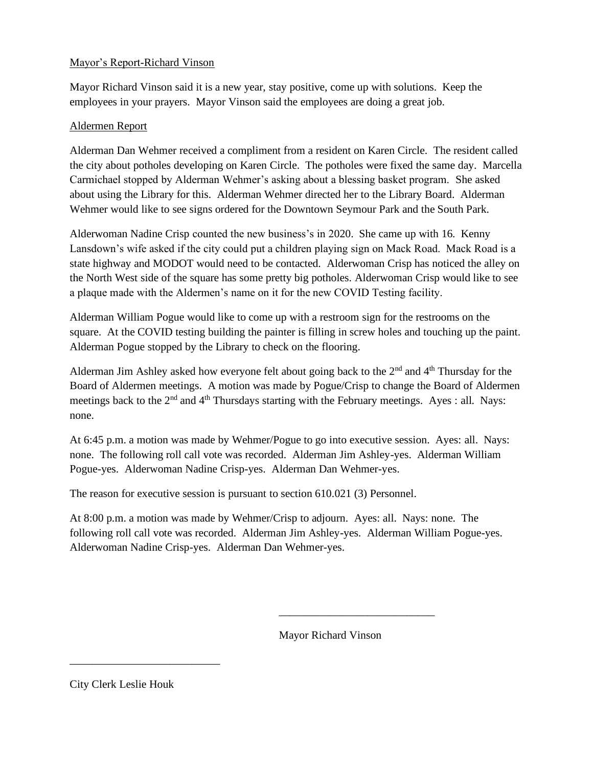Mayor's Report-Richard Vinson

Mayor Richard Vinson said it is a new year, stay positive, come up with solutions. Keep the employees in your prayers. Mayor Vinson said the employees are doing a great job.

Aldermen Report

Alderman Dan Wehmer received a compliment from a resident on Karen Circle. The resident called the city about potholes developing on Karen Circle. The potholes were fixed the same day. Marcella Carmichael stopped by Alderman Wehmer's asking about a blessing basket program. She asked about using the Library for this. Alderman Wehmer directed her to the Library Board. Alderman Wehmer would like to see signs ordered for the Downtown Seymour Park and the South Park.

Alderwoman Nadine Crisp counted the new business's in 2020. She came up with 16. Kenny Lansdown's wife asked if the city could put a children playing sign on Mack Road. Mack Road is a state highway and MODOT would need to be contacted. Alderwoman Crisp has noticed the alley on the North West side of the square has some pretty big potholes. Alderwoman Crisp would like to see a plaque made with the Aldermen's name on it for the new COVID Testing facility.

Alderman William Pogue would like to come up with a restroom sign for the restrooms on the square. At the COVID testing building the painter is filling in screw holes and touching up the paint. Alderman Pogue stopped by the Library to check on the flooring.

Alderman Jim Ashley asked how everyone felt about going back to the 2nd and 4th Thursday for the Board of Aldermen meetings. A motion was made by Pogue/Crisp to change the Board of Aldermen meetings back to the 2nd and 4th Thursdays starting with the February meetings. Ayes : all. Nays: none.

At 6:45 p.m. a motion was made by Wehmer/Pogue to go into executive session. Ayes: all. Nays: none. The following roll call vote was recorded. Alderman Jim Ashley-yes. Alderman William Pogue-yes. Alderwoman Nadine Crisp-yes. Alderman Dan Wehmer-yes.

The reason for executive session is pursuant to section 610.021 (3) Personnel.

At 8:00 p.m. a motion was made by Wehmer/Crisp to adjourn. Ayes: all. Nays: none. The following roll call vote was recorded. Alderman Jim Ashley-yes. Alderman William Pogue-yes. Alderwoman Nadine Crisp-yes. Alderman Dan Wehmer-yes.

\_\_\_\_\_\_\_\_\_\_\_\_\_\_\_\_\_\_\_\_\_\_\_\_\_\_\_\_

Mayor Richard Vinson

\_\_\_\_\_\_\_\_\_\_\_\_\_\_\_\_\_\_\_\_\_\_\_\_\_\_\_\_

City Clerk Leslie Houk